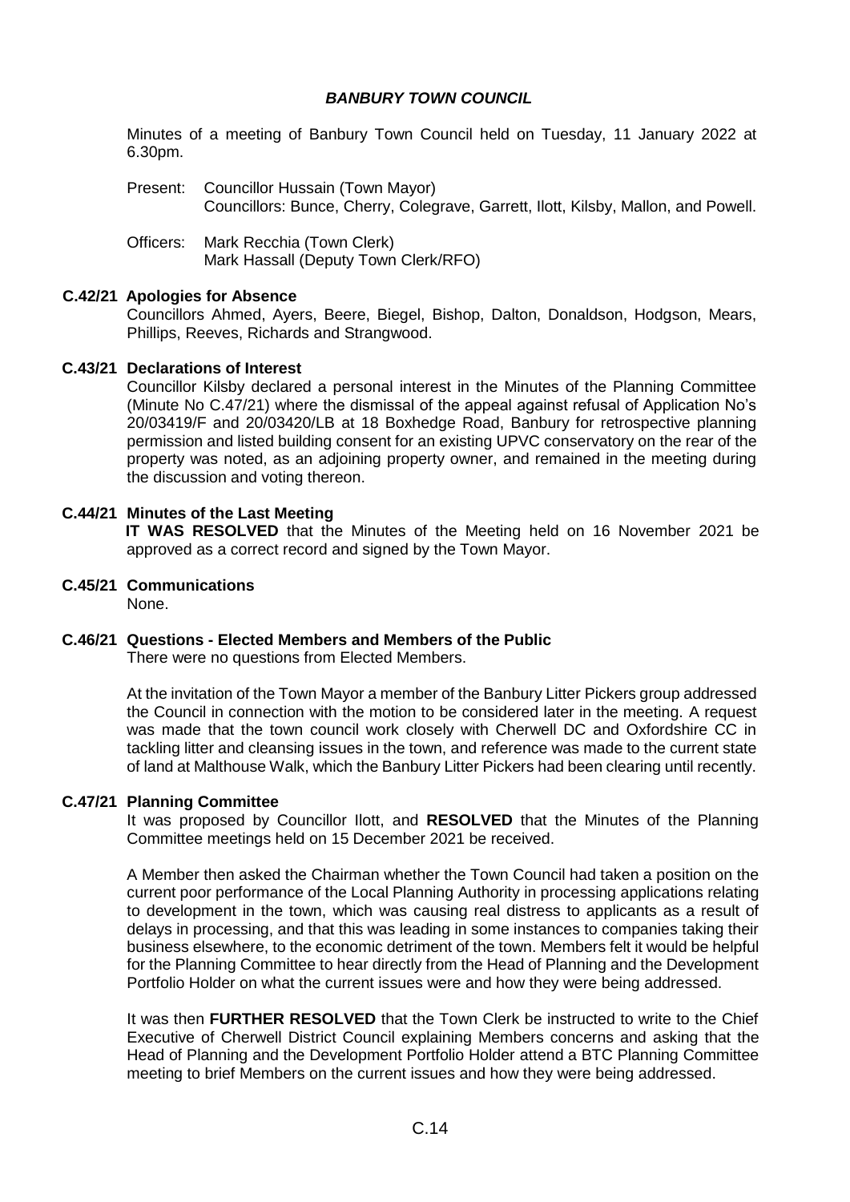# *BANBURY TOWN COUNCIL*

Minutes of a meeting of Banbury Town Council held on Tuesday, 11 January 2022 at 6.30pm.

Present: Councillor Hussain (Town Mayor)
Councillors: Bunce, Cherry, Colegrave, Garrett, Ilott, Kilsby, Mallon, and Powell.

Officers: Mark Recchia (Town Clerk)
Mark Hassall (Deputy Town Clerk/RFO)

**C.42/21 Apologies for Absence**

Councillors Ahmed, Ayers, Beere, Biegel, Bishop, Dalton, Donaldson, Hodgson, Mears, Phillips, Reeves, Richards and Strangwood.

**C.43/21 Declarations of Interest**

Councillor Kilsby declared a personal interest in the Minutes of the Planning Committee (Minute No C.47/21) where the dismissal of the appeal against refusal of Application No's 20/03419/F and 20/03420/LB at 18 Boxhedge Road, Banbury for retrospective planning permission and listed building consent for an existing UPVC conservatory on the rear of the property was noted, as an adjoining property owner, and remained in the meeting during the discussion and voting thereon.

**C.44/21 Minutes of the Last Meeting**

**IT WAS RESOLVED** that the Minutes of the Meeting held on 16 November 2021 be approved as a correct record and signed by the Town Mayor.

**C.45/21 Communications**

None.

**C.46/21 Questions - Elected Members and Members of the Public**

There were no questions from Elected Members.

At the invitation of the Town Mayor a member of the Banbury Litter Pickers group addressed the Council in connection with the motion to be considered later in the meeting. A request was made that the town council work closely with Cherwell DC and Oxfordshire CC in tackling litter and cleansing issues in the town, and reference was made to the current state of land at Malthouse Walk, which the Banbury Litter Pickers had been clearing until recently.

**C.47/21 Planning Committee**

It was proposed by Councillor Ilott, and **RESOLVED** that the Minutes of the Planning Committee meetings held on 15 December 2021 be received.

A Member then asked the Chairman whether the Town Council had taken a position on the current poor performance of the Local Planning Authority in processing applications relating to development in the town, which was causing real distress to applicants as a result of delays in processing, and that this was leading in some instances to companies taking their business elsewhere, to the economic detriment of the town. Members felt it would be helpful for the Planning Committee to hear directly from the Head of Planning and the Development Portfolio Holder on what the current issues were and how they were being addressed.

It was then **FURTHER RESOLVED** that the Town Clerk be instructed to write to the Chief Executive of Cherwell District Council explaining Members concerns and asking that the Head of Planning and the Development Portfolio Holder attend a BTC Planning Committee meeting to brief Members on the current issues and how they were being addressed.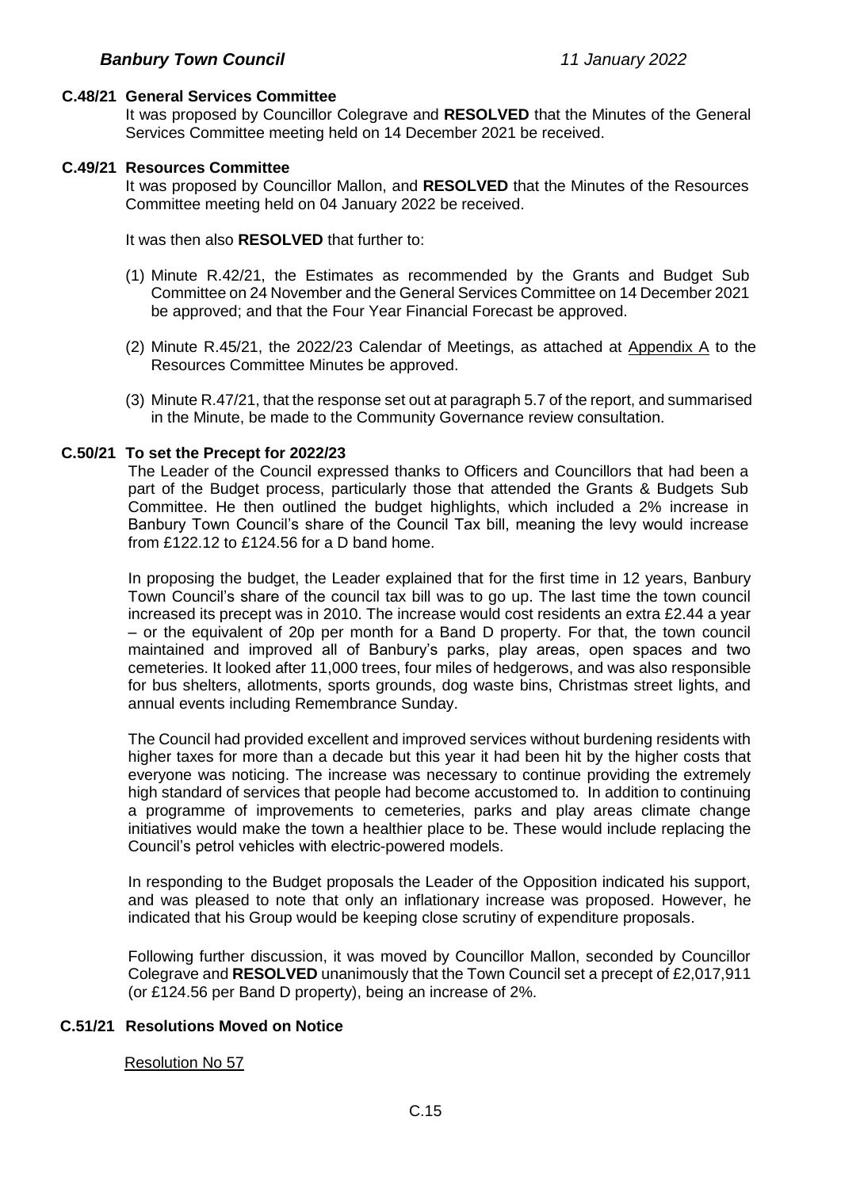### C.48/21 General Services Committee

It was proposed by Councillor Colegrave and **RESOLVED** that the Minutes of the General Services Committee meeting held on 14 December 2021 be received.

### C.49/21 Resources Committee

It was proposed by Councillor Mallon, and **RESOLVED** that the Minutes of the Resources Committee meeting held on 04 January 2022 be received.

It was then also **RESOLVED** that further to:

(1) Minute R.42/21, the Estimates as recommended by the Grants and Budget Sub Committee on 24 November and the General Services Committee on 14 December 2021 be approved; and that the Four Year Financial Forecast be approved.

(2) Minute R.45/21, the 2022/23 Calendar of Meetings, as attached at Appendix A to the Resources Committee Minutes be approved.

(3) Minute R.47/21, that the response set out at paragraph 5.7 of the report, and summarised in the Minute, be made to the Community Governance review consultation.

### C.50/21 To set the Precept for 2022/23

The Leader of the Council expressed thanks to Officers and Councillors that had been a part of the Budget process, particularly those that attended the Grants & Budgets Sub Committee. He then outlined the budget highlights, which included a 2% increase in Banbury Town Council's share of the Council Tax bill, meaning the levy would increase from £122.12 to £124.56 for a D band home.

In proposing the budget, the Leader explained that for the first time in 12 years, Banbury Town Council's share of the council tax bill was to go up. The last time the town council increased its precept was in 2010. The increase would cost residents an extra £2.44 a year – or the equivalent of 20p per month for a Band D property. For that, the town council maintained and improved all of Banbury's parks, play areas, open spaces and two cemeteries. It looked after 11,000 trees, four miles of hedgerows, and was also responsible for bus shelters, allotments, sports grounds, dog waste bins, Christmas street lights, and annual events including Remembrance Sunday.

The Council had provided excellent and improved services without burdening residents with higher taxes for more than a decade but this year it had been hit by the higher costs that everyone was noticing. The increase was necessary to continue providing the extremely high standard of services that people had become accustomed to. In addition to continuing a programme of improvements to cemeteries, parks and play areas climate change initiatives would make the town a healthier place to be. These would include replacing the Council's petrol vehicles with electric-powered models.

In responding to the Budget proposals the Leader of the Opposition indicated his support, and was pleased to note that only an inflationary increase was proposed. However, he indicated that his Group would be keeping close scrutiny of expenditure proposals.

Following further discussion, it was moved by Councillor Mallon, seconded by Councillor Colegrave and **RESOLVED** unanimously that the Town Council set a precept of £2,017,911 (or £124.56 per Band D property), being an increase of 2%.

### C.51/21 Resolutions Moved on Notice

Resolution No 57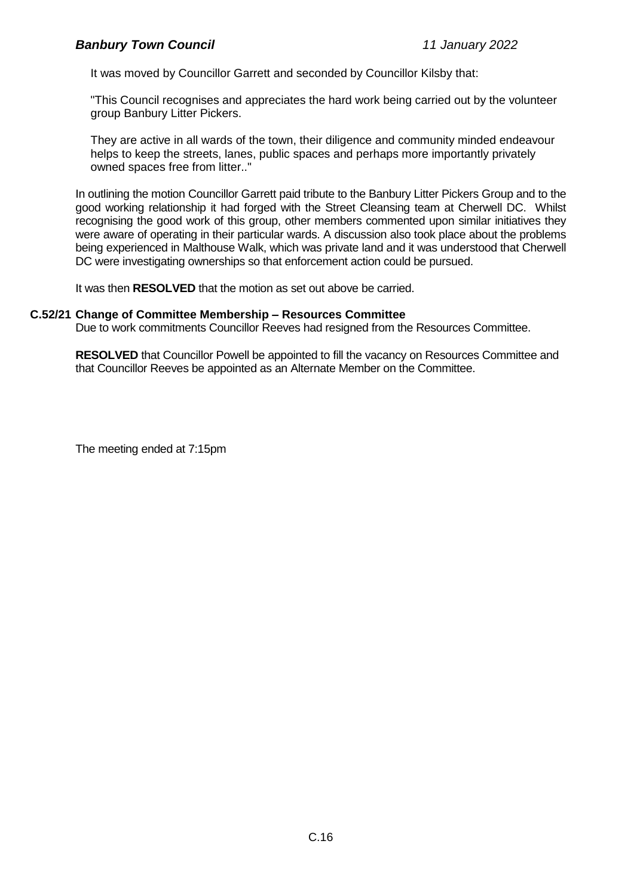It was moved by Councillor Garrett and seconded by Councillor Kilsby that:

"This Council recognises and appreciates the hard work being carried out by the volunteer group Banbury Litter Pickers.

They are active in all wards of the town, their diligence and community minded endeavour helps to keep the streets, lanes, public spaces and perhaps more importantly privately owned spaces free from litter.."

In outlining the motion Councillor Garrett paid tribute to the Banbury Litter Pickers Group and to the good working relationship it had forged with the Street Cleansing team at Cherwell DC. Whilst recognising the good work of this group, other members commented upon similar initiatives they were aware of operating in their particular wards. A discussion also took place about the problems being experienced in Malthouse Walk, which was private land and it was understood that Cherwell DC were investigating ownerships so that enforcement action could be pursued.

It was then **RESOLVED** that the motion as set out above be carried.

**C.52/21 Change of Committee Membership – Resources Committee**

Due to work commitments Councillor Reeves had resigned from the Resources Committee.

**RESOLVED** that Councillor Powell be appointed to fill the vacancy on Resources Committee and that Councillor Reeves be appointed as an Alternate Member on the Committee.

The meeting ended at 7:15pm